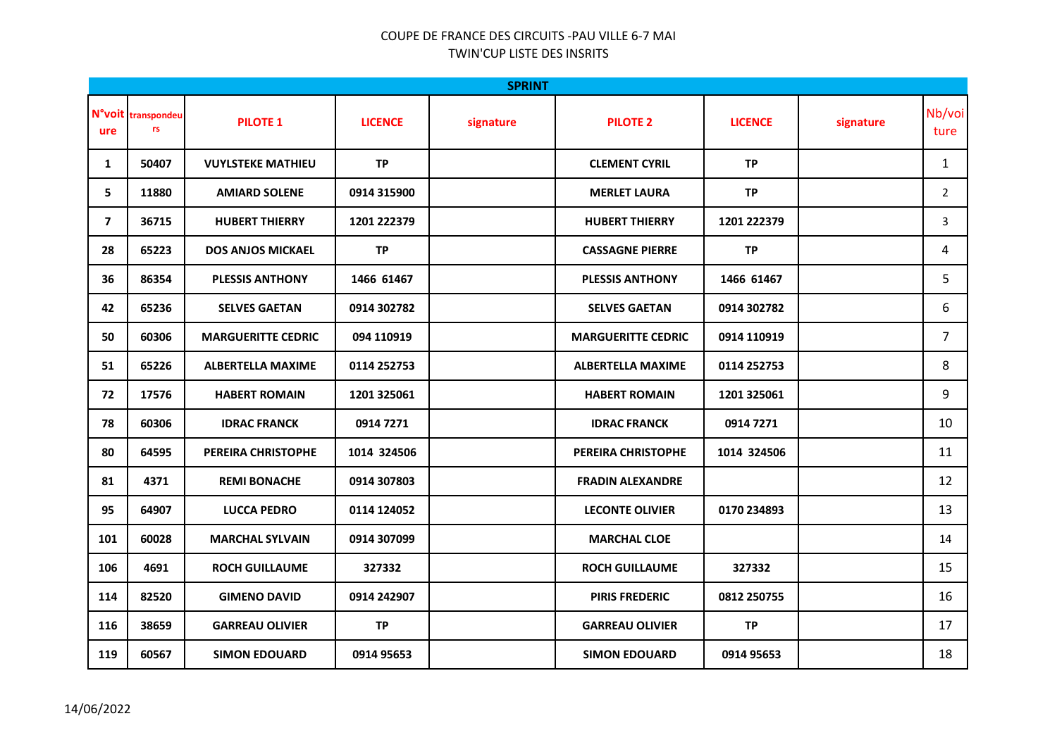COUPE DE FRANCE DES CIRCUITS -PAU VILLE 6-7 MAI

TWIN'CUP LISTE DES INSRITS

| SPRINT | | | | | | | | |
|---|---|---|---|---|---|---|---|---|
| N°voiture | transpondeurs | PILOTE 1 | LICENCE | signature | PILOTE 2 | LICENCE | signature | Nb/voiture |
| 1 | 50407 | VUYLSTEKE MATHIEU | TP | | CLEMENT CYRIL | TP | | 1 |
| 5 | 11880 | AMIARD SOLENE | 0914 315900 | | MERLET LAURA | TP | | 2 |
| 7 | 36715 | HUBERT THIERRY | 1201 222379 | | HUBERT THIERRY | 1201 222379 | | 3 |
| 28 | 65223 | DOS ANJOS MICKAEL | TP | | CASSAGNE PIERRE | TP | | 4 |
| 36 | 86354 | PLESSIS ANTHONY | 1466 61467 | | PLESSIS ANTHONY | 1466 61467 | | 5 |
| 42 | 65236 | SELVES GAETAN | 0914 302782 | | SELVES GAETAN | 0914 302782 | | 6 |
| 50 | 60306 | MARGUERITTE CEDRIC | 094 110919 | | MARGUERITTE CEDRIC | 0914 110919 | | 7 |
| 51 | 65226 | ALBERTELLA MAXIME | 0114 252753 | | ALBERTELLA MAXIME | 0114 252753 | | 8 |
| 72 | 17576 | HABERT ROMAIN | 1201 325061 | | HABERT ROMAIN | 1201 325061 | | 9 |
| 78 | 60306 | IDRAC FRANCK | 0914 7271 | | IDRAC FRANCK | 0914 7271 | | 10 |
| 80 | 64595 | PEREIRA CHRISTOPHE | 1014 324506 | | PEREIRA CHRISTOPHE | 1014 324506 | | 11 |
| 81 | 4371 | REMI BONACHE | 0914 307803 | | FRADIN ALEXANDRE | | | 12 |
| 95 | 64907 | LUCCA PEDRO | 0114 124052 | | LECONTE OLIVIER | 0170 234893 | | 13 |
| 101 | 60028 | MARCHAL SYLVAIN | 0914 307099 | | MARCHAL CLOE | | | 14 |
| 106 | 4691 | ROCH GUILLAUME | 327332 | | ROCH GUILLAUME | 327332 | | 15 |
| 114 | 82520 | GIMENO DAVID | 0914 242907 | | PIRIS FREDERIC | 0812 250755 | | 16 |
| 116 | 38659 | GARREAU OLIVIER | TP | | GARREAU OLIVIER | TP | | 17 |
| 119 | 60567 | SIMON EDOUARD | 0914 95653 | | SIMON EDOUARD | 0914 95653 | | 18 |

14/06/2022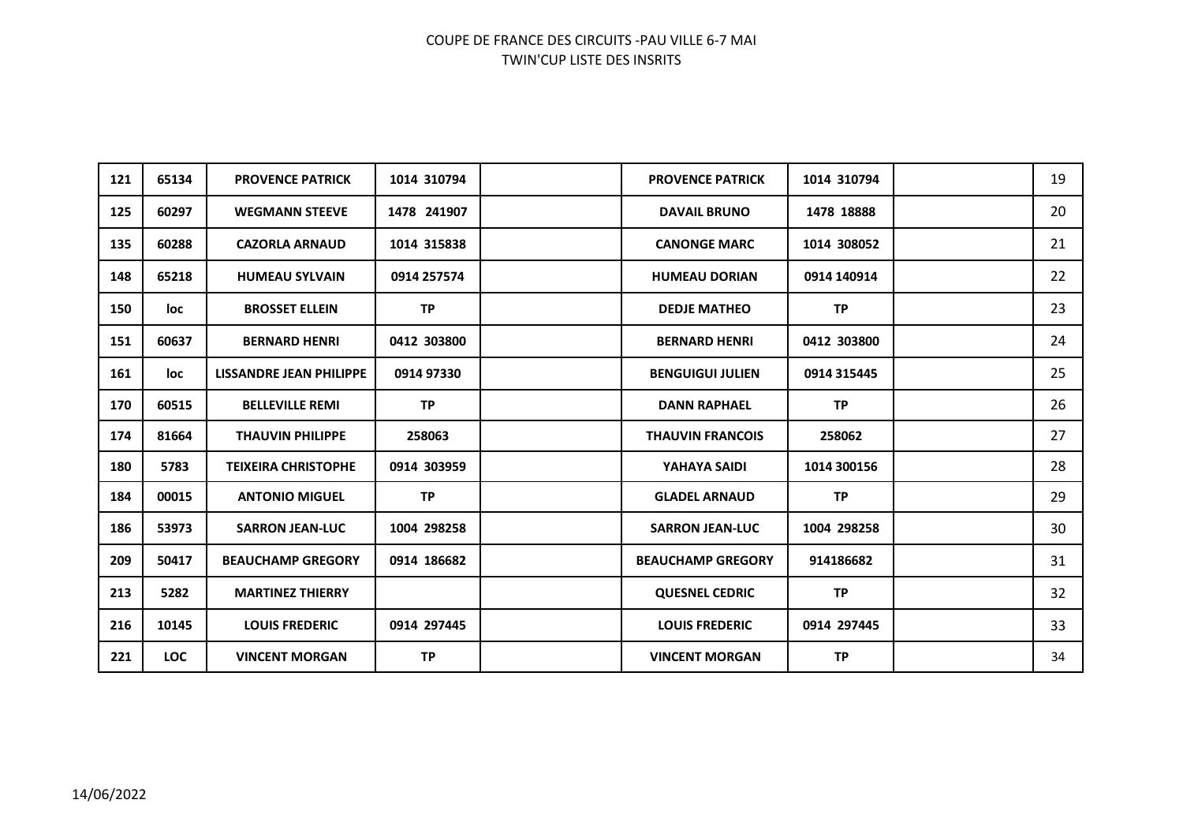COUPE DE FRANCE DES CIRCUITS -PAU VILLE 6-7 MAI
TWIN'CUP LISTE DES INSRITS

| | | | | | | | | |
|---|---|---|---|---|---|---|---|---|
| **121** | **65134** | **PROVENCE PATRICK** | **1014 310794** | | **PROVENCE PATRICK** | **1014 310794** | | 19 |
| **125** | **60297** | **WEGMANN STEEVE** | **1478 241907** | | **DAVAIL BRUNO** | **1478 18888** | | 20 |
| **135** | **60288** | **CAZORLA ARNAUD** | **1014 315838** | | **CANONGE MARC** | **1014 308052** | | 21 |
| **148** | **65218** | **HUMEAU SYLVAIN** | **0914 257574** | | **HUMEAU DORIAN** | **0914 140914** | | 22 |
| **150** | **loc** | **BROSSET ELLEIN** | **TP** | | **DEDJE MATHEO** | **TP** | | 23 |
| **151** | **60637** | **BERNARD HENRI** | **0412 303800** | | **BERNARD HENRI** | **0412 303800** | | 24 |
| **161** | **loc** | **LISSANDRE JEAN PHILIPPE** | **0914 97330** | | **BENGUIGUI JULIEN** | **0914 315445** | | 25 |
| **170** | **60515** | **BELLEVILLE REMI** | **TP** | | **DANN RAPHAEL** | **TP** | | 26 |
| **174** | **81664** | **THAUVIN PHILIPPE** | **258063** | | **THAUVIN FRANCOIS** | **258062** | | 27 |
| **180** | **5783** | **TEIXEIRA CHRISTOPHE** | **0914 303959** | | **YAHAYA SAIDI** | **1014 300156** | | 28 |
| **184** | **00015** | **ANTONIO MIGUEL** | **TP** | | **GLADEL ARNAUD** | **TP** | | 29 |
| **186** | **53973** | **SARRON JEAN-LUC** | **1004 298258** | | **SARRON JEAN-LUC** | **1004 298258** | | 30 |
| **209** | **50417** | **BEAUCHAMP GREGORY** | **0914 186682** | | **BEAUCHAMP GREGORY** | **914186682** | | 31 |
| **213** | **5282** | **MARTINEZ THIERRY** | | | **QUESNEL CEDRIC** | **TP** | | 32 |
| **216** | **10145** | **LOUIS FREDERIC** | **0914 297445** | | **LOUIS FREDERIC** | **0914 297445** | | 33 |
| **221** | **LOC** | **VINCENT MORGAN** | **TP** | | **VINCENT MORGAN** | **TP** | | 34 |

14/06/2022